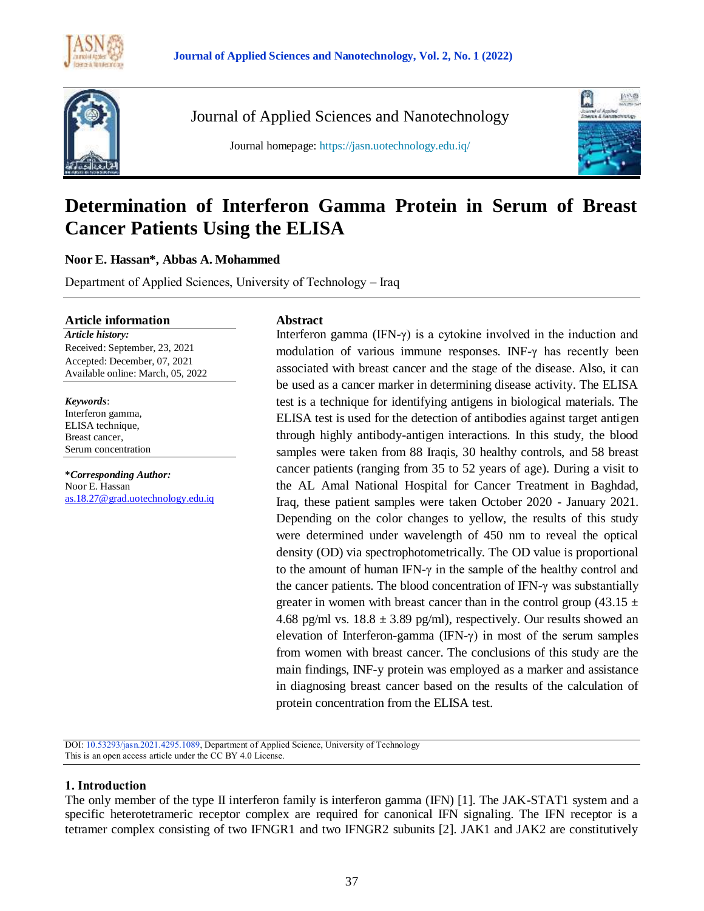Journal of Applied Sciences and Nanotechnology

Journal homepage: https://jasn.uotechnology.edu.iq/

# Determination of Interferon Gamma Protein in Serum of Breast Cancer Patients Using the ELISA

**Noor E. Hassan\*, Abbas A. Mohammed**

Department of Applied Sciences, University of Technology – Iraq

## Article information

***Article history:***
Received: September, 23, 2021
Accepted: December, 07, 2021
Available online: March, 05, 2022

***Keywords***:
Interferon gamma,
ELISA technique,
Breast cancer,
Serum concentration

**\*Corresponding Author:**
Noor E. Hassan
as.18.27@grad.uotechnology.edu.iq

## Abstract

Interferon gamma (IFN-γ) is a cytokine involved in the induction and modulation of various immune responses. INF-γ has recently been associated with breast cancer and the stage of the disease. Also, it can be used as a cancer marker in determining disease activity. The ELISA test is a technique for identifying antigens in biological materials. The ELISA test is used for the detection of antibodies against target antigen through highly antibody-antigen interactions. In this study, the blood samples were taken from 88 Iraqis, 30 healthy controls, and 58 breast cancer patients (ranging from 35 to 52 years of age). During a visit to the AL Amal National Hospital for Cancer Treatment in Baghdad, Iraq, these patient samples were taken October 2020 - January 2021. Depending on the color changes to yellow, the results of this study were determined under wavelength of 450 nm to reveal the optical density (OD) via spectrophotometrically. The OD value is proportional to the amount of human IFN-γ in the sample of the healthy control and the cancer patients. The blood concentration of IFN-γ was substantially greater in women with breast cancer than in the control group (43.15 ± 4.68 pg/ml vs. 18.8 ± 3.89 pg/ml), respectively. Our results showed an elevation of Interferon-gamma (IFN-γ) in most of the serum samples from women with breast cancer. The conclusions of this study are the main findings, INF-y protein was employed as a marker and assistance in diagnosing breast cancer based on the results of the calculation of protein concentration from the ELISA test.

DOI: 10.53293/jasn.2021.4295.1089, Department of Applied Science, University of Technology
This is an open access article under the CC BY 4.0 License.

## 1. Introduction

The only member of the type II interferon family is interferon gamma (IFN) [1]. The JAK-STAT1 system and a specific heterotetrameric receptor complex are required for canonical IFN signaling. The IFN receptor is a tetramer complex consisting of two IFNGR1 and two IFNGR2 subunits [2]. JAK1 and JAK2 are constitutively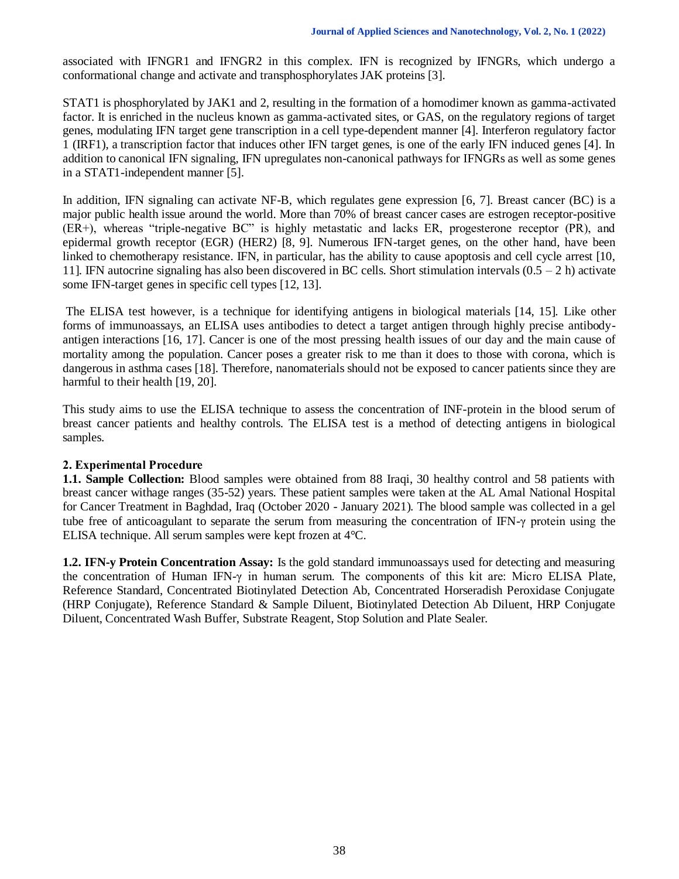associated with IFNGR1 and IFNGR2 in this complex. IFN is recognized by IFNGRs, which undergo a conformational change and activate and transphosphorylates JAK proteins [3].

STAT1 is phosphorylated by JAK1 and 2, resulting in the formation of a homodimer known as gamma-activated factor. It is enriched in the nucleus known as gamma-activated sites, or GAS, on the regulatory regions of target genes, modulating IFN target gene transcription in a cell type-dependent manner [4]. Interferon regulatory factor 1 (IRF1), a transcription factor that induces other IFN target genes, is one of the early IFN induced genes [4]. In addition to canonical IFN signaling, IFN upregulates non-canonical pathways for IFNGRs as well as some genes in a STAT1-independent manner [5].

In addition, IFN signaling can activate NF-B, which regulates gene expression [6, 7]. Breast cancer (BC) is a major public health issue around the world. More than 70% of breast cancer cases are estrogen receptor-positive (ER+), whereas "triple-negative BC" is highly metastatic and lacks ER, progesterone receptor (PR), and epidermal growth receptor (EGR) (HER2) [8, 9]. Numerous IFN-target genes, on the other hand, have been linked to chemotherapy resistance. IFN, in particular, has the ability to cause apoptosis and cell cycle arrest [10, 11]. IFN autocrine signaling has also been discovered in BC cells. Short stimulation intervals (0.5 – 2 h) activate some IFN-target genes in specific cell types [12, 13].

The ELISA test however, is a technique for identifying antigens in biological materials [14, 15]. Like other forms of immunoassays, an ELISA uses antibodies to detect a target antigen through highly precise antibody-antigen interactions [16, 17]. Cancer is one of the most pressing health issues of our day and the main cause of mortality among the population. Cancer poses a greater risk to me than it does to those with corona, which is dangerous in asthma cases [18]. Therefore, nanomaterials should not be exposed to cancer patients since they are harmful to their health [19, 20].

This study aims to use the ELISA technique to assess the concentration of INF-protein in the blood serum of breast cancer patients and healthy controls. The ELISA test is a method of detecting antigens in biological samples.

## 2. Experimental Procedure

**1.1. Sample Collection:** Blood samples were obtained from 88 Iraqi, 30 healthy control and 58 patients with breast cancer withage ranges (35-52) years. These patient samples were taken at the AL Amal National Hospital for Cancer Treatment in Baghdad, Iraq (October 2020 - January 2021). The blood sample was collected in a gel tube free of anticoagulant to separate the serum from measuring the concentration of IFN-γ protein using the ELISA technique. All serum samples were kept frozen at 4°C.

**1.2. IFN-y Protein Concentration Assay:** Is the gold standard immunoassays used for detecting and measuring the concentration of Human IFN-γ in human serum. The components of this kit are: Micro ELISA Plate, Reference Standard, Concentrated Biotinylated Detection Ab, Concentrated Horseradish Peroxidase Conjugate (HRP Conjugate), Reference Standard & Sample Diluent, Biotinylated Detection Ab Diluent, HRP Conjugate Diluent, Concentrated Wash Buffer, Substrate Reagent, Stop Solution and Plate Sealer.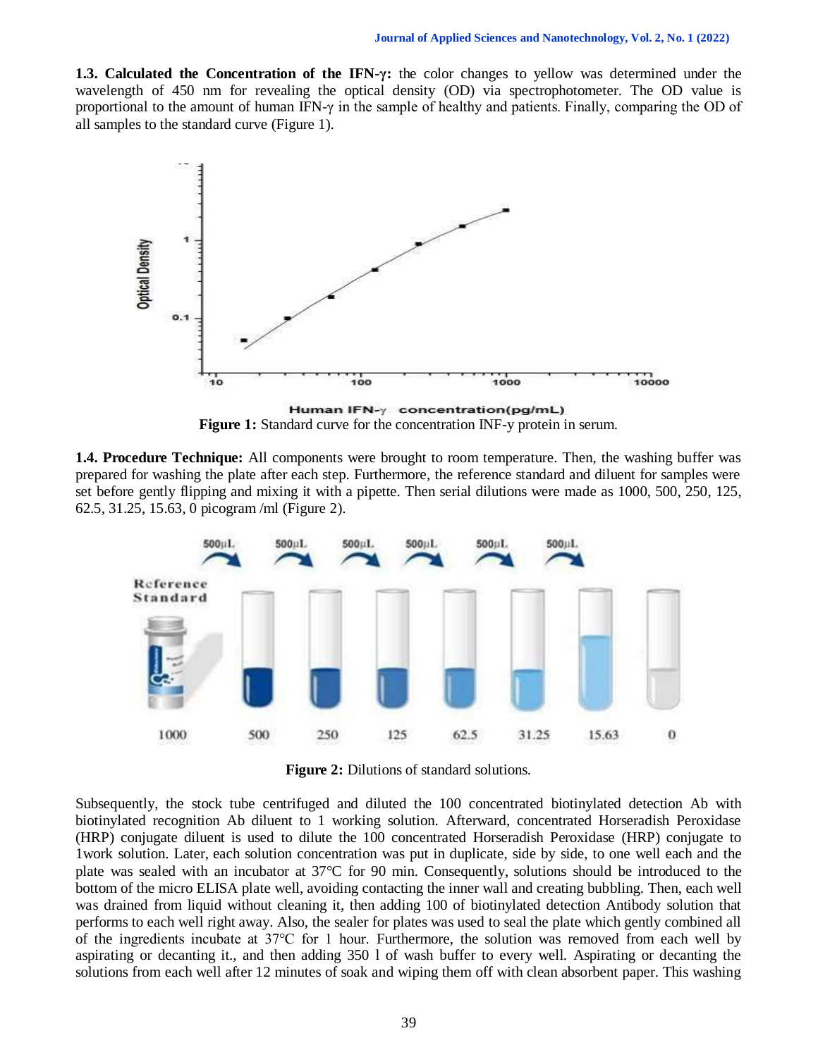**1.3. Calculated the Concentration of the IFN-γ:** the color changes to yellow was determined under the wavelength of 450 nm for revealing the optical density (OD) via spectrophotometer. The OD value is proportional to the amount of human IFN-γ in the sample of healthy and patients. Finally, comparing the OD of all samples to the standard curve (Figure 1).

**Figure 1:** Standard curve for the concentration INF-y protein in serum.

**1.4. Procedure Technique:** All components were brought to room temperature. Then, the washing buffer was prepared for washing the plate after each step. Furthermore, the reference standard and diluent for samples were set before gently flipping and mixing it with a pipette. Then serial dilutions were made as 1000, 500, 250, 125, 62.5, 31.25, 15.63, 0 picogram /ml (Figure 2).

**Figure 2:** Dilutions of standard solutions.

Subsequently, the stock tube centrifuged and diluted the 100 concentrated biotinylated detection Ab with biotinylated recognition Ab diluent to 1 working solution. Afterward, concentrated Horseradish Peroxidase (HRP) conjugate diluent is used to dilute the 100 concentrated Horseradish Peroxidase (HRP) conjugate to 1work solution. Later, each solution concentration was put in duplicate, side by side, to one well each and the plate was sealed with an incubator at 37°C for 90 min. Consequently, solutions should be introduced to the bottom of the micro ELISA plate well, avoiding contacting the inner wall and creating bubbling. Then, each well was drained from liquid without cleaning it, then adding 100 of biotinylated detection Antibody solution that performs to each well right away. Also, the sealer for plates was used to seal the plate which gently combined all of the ingredients incubate at 37°C for 1 hour. Furthermore, the solution was removed from each well by aspirating or decanting it., and then adding 350 l of wash buffer to every well. Aspirating or decanting the solutions from each well after 12 minutes of soak and wiping them off with clean absorbent paper. This washing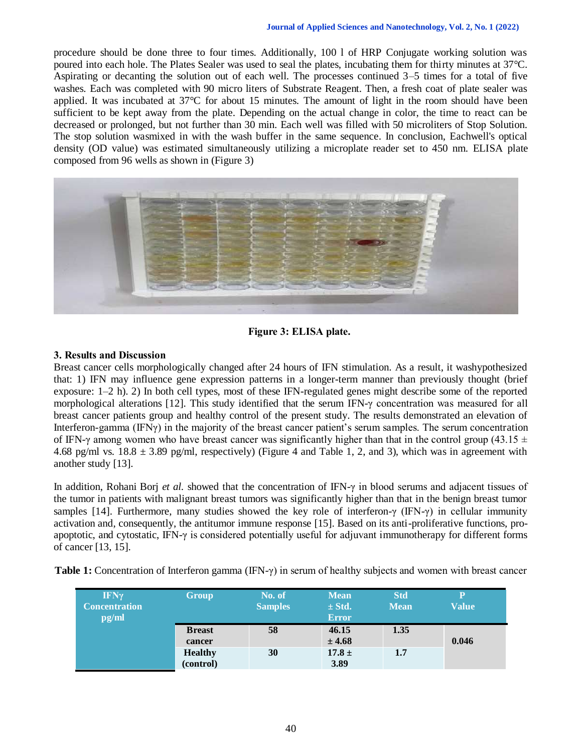procedure should be done three to four times. Additionally, 100 l of HRP Conjugate working solution was poured into each hole. The Plates Sealer was used to seal the plates, incubating them for thirty minutes at 37°C. Aspirating or decanting the solution out of each well. The processes continued 3–5 times for a total of five washes. Each was completed with 90 micro liters of Substrate Reagent. Then, a fresh coat of plate sealer was applied. It was incubated at 37°C for about 15 minutes. The amount of light in the room should have been sufficient to be kept away from the plate. Depending on the actual change in color, the time to react can be decreased or prolonged, but not further than 30 min. Each well was filled with 50 microliters of Stop Solution. The stop solution wasmixed in with the wash buffer in the same sequence. In conclusion, Eachwell's optical density (OD value) was estimated simultaneously utilizing a microplate reader set to 450 nm. ELISA plate composed from 96 wells as shown in (Figure 3)

**Figure 3: ELISA plate.**

## 3. Results and Discussion

Breast cancer cells morphologically changed after 24 hours of IFN stimulation. As a result, it washypothesized that: 1) IFN may influence gene expression patterns in a longer-term manner than previously thought (brief exposure: 1–2 h). 2) In both cell types, most of these IFN-regulated genes might describe some of the reported morphological alterations [12]. This study identified that the serum IFN-γ concentration was measured for all breast cancer patients group and healthy control of the present study. The results demonstrated an elevation of Interferon-gamma (IFNγ) in the majority of the breast cancer patient's serum samples. The serum concentration of IFN-γ among women who have breast cancer was significantly higher than that in the control group (43.15 ± 4.68 pg/ml vs. 18.8 ± 3.89 pg/ml, respectively) (Figure 4 and Table 1, 2, and 3), which was in agreement with another study [13].

In addition, Rohani Borj *et al.* showed that the concentration of IFN-γ in blood serums and adjacent tissues of the tumor in patients with malignant breast tumors was significantly higher than that in the benign breast tumor samples [14]. Furthermore, many studies showed the key role of interferon-γ (IFN-γ) in cellular immunity activation and, consequently, the antitumor immune response [15]. Based on its anti-proliferative functions, pro-apoptotic, and cytostatic, IFN-γ is considered potentially useful for adjuvant immunotherapy for different forms of cancer [13, 15].

**Table 1:** Concentration of Interferon gamma (IFN-γ) in serum of healthy subjects and women with breast cancer

| IFNγ Concentration pg/ml | Group | No. of Samples | Mean ± Std. Error | Std Mean | P Value |
|---|---|---|---|---|---|
| | Breast cancer | 58 | 46.15 ± 4.68 | 1.35 | 0.046 |
| | Healthy (control) | 30 | 17.8 ± 3.89 | 1.7 | |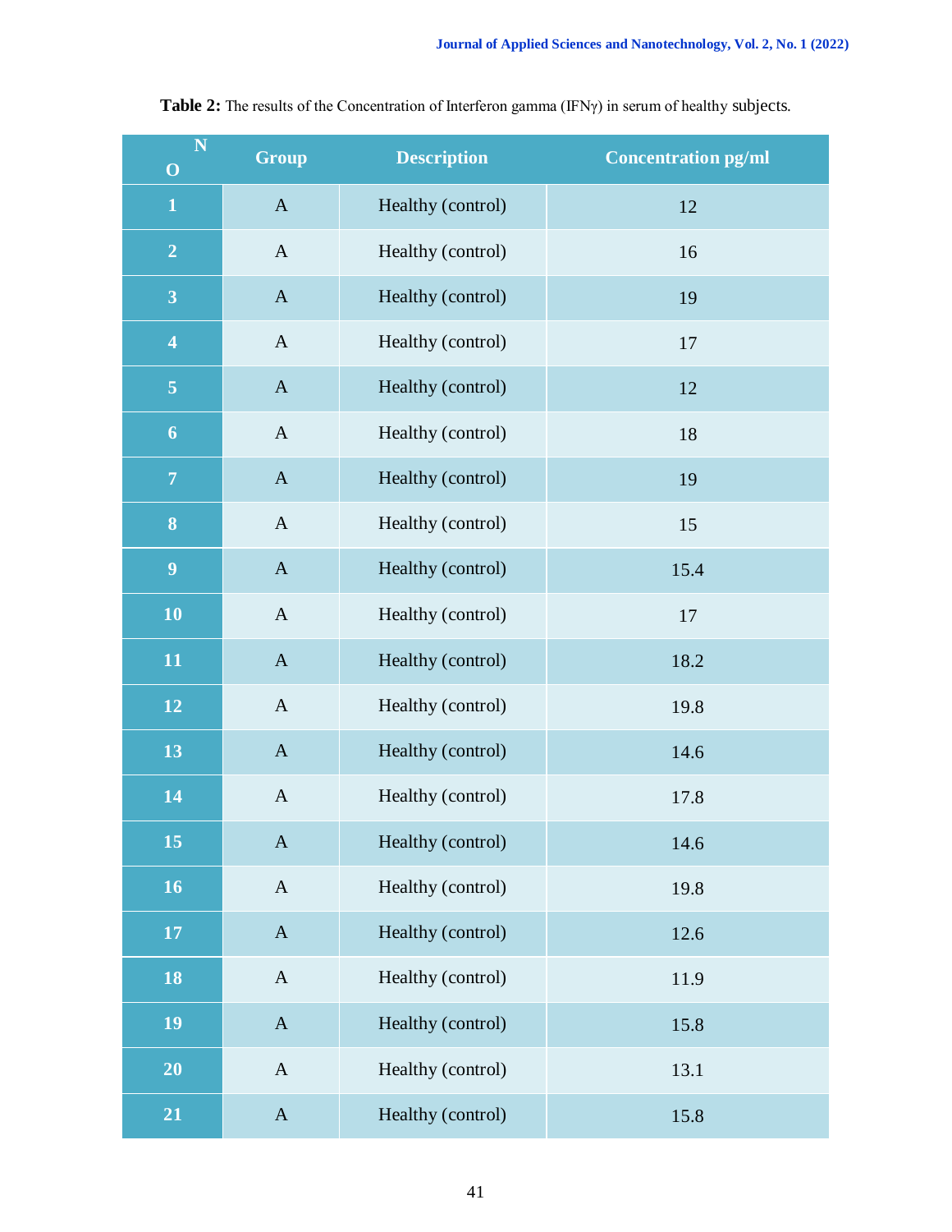**Table 2:** The results of the Concentration of Interferon gamma (IFNγ) in serum of healthy subjects.

| NO | Group | Description | Concentration pg/ml |
|---|---|---|---|
| 1 | A | Healthy (control) | 12 |
| 2 | A | Healthy (control) | 16 |
| 3 | A | Healthy (control) | 19 |
| 4 | A | Healthy (control) | 17 |
| 5 | A | Healthy (control) | 12 |
| 6 | A | Healthy (control) | 18 |
| 7 | A | Healthy (control) | 19 |
| 8 | A | Healthy (control) | 15 |
| 9 | A | Healthy (control) | 15.4 |
| 10 | A | Healthy (control) | 17 |
| 11 | A | Healthy (control) | 18.2 |
| 12 | A | Healthy (control) | 19.8 |
| 13 | A | Healthy (control) | 14.6 |
| 14 | A | Healthy (control) | 17.8 |
| 15 | A | Healthy (control) | 14.6 |
| 16 | A | Healthy (control) | 19.8 |
| 17 | A | Healthy (control) | 12.6 |
| 18 | A | Healthy (control) | 11.9 |
| 19 | A | Healthy (control) | 15.8 |
| 20 | A | Healthy (control) | 13.1 |
| 21 | A | Healthy (control) | 15.8 |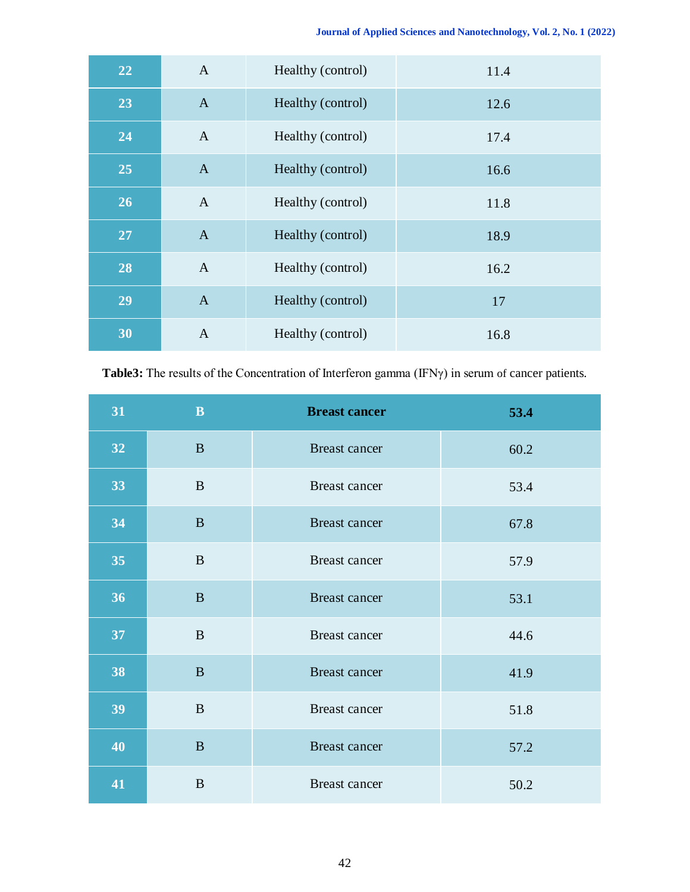| 22 | A | Healthy (control) | 11.4 |
|---|---|---|---|
| 23 | A | Healthy (control) | 12.6 |
| 24 | A | Healthy (control) | 17.4 |
| 25 | A | Healthy (control) | 16.6 |
| 26 | A | Healthy (control) | 11.8 |
| 27 | A | Healthy (control) | 18.9 |
| 28 | A | Healthy (control) | 16.2 |
| 29 | A | Healthy (control) | 17 |
| 30 | A | Healthy (control) | 16.8 |

**Table3:** The results of the Concentration of Interferon gamma (IFNγ) in serum of cancer patients.

| 31 | B | Breast cancer | 53.4 |
|---|---|---|---|
| 32 | B | Breast cancer | 60.2 |
| 33 | B | Breast cancer | 53.4 |
| 34 | B | Breast cancer | 67.8 |
| 35 | B | Breast cancer | 57.9 |
| 36 | B | Breast cancer | 53.1 |
| 37 | B | Breast cancer | 44.6 |
| 38 | B | Breast cancer | 41.9 |
| 39 | B | Breast cancer | 51.8 |
| 40 | B | Breast cancer | 57.2 |
| 41 | B | Breast cancer | 50.2 |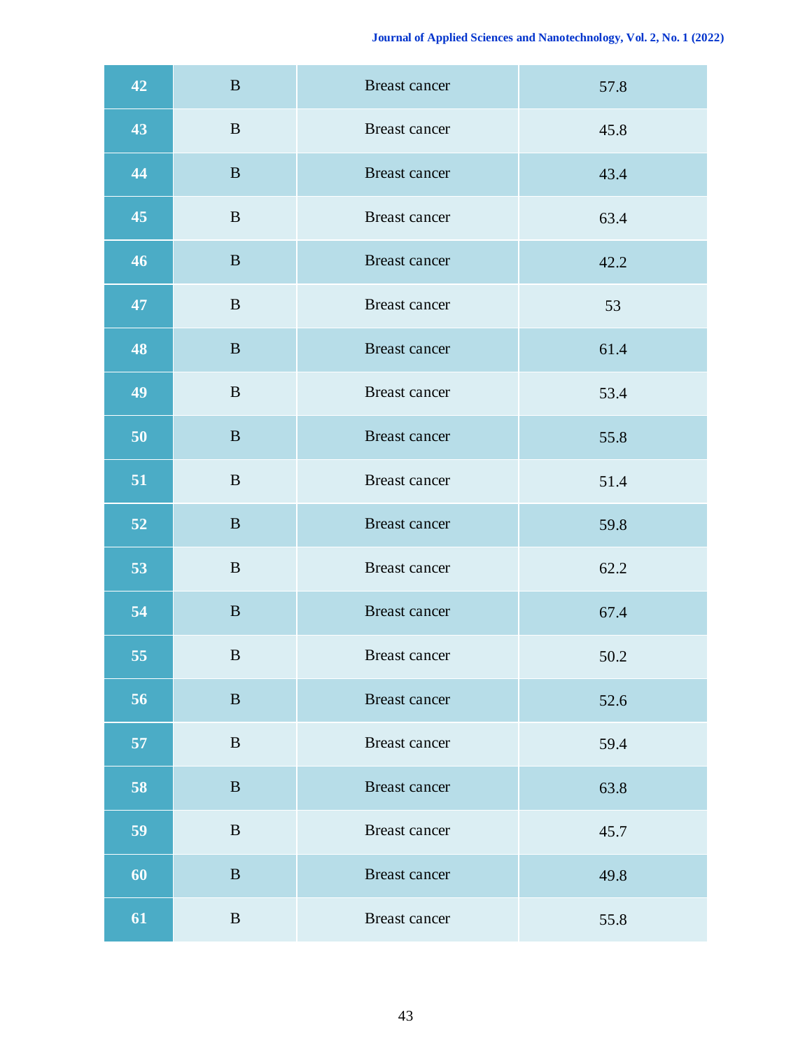| 42 | B | Breast cancer | 57.8 |
|---|---|---|---|
| 43 | B | Breast cancer | 45.8 |
| 44 | B | Breast cancer | 43.4 |
| 45 | B | Breast cancer | 63.4 |
| 46 | B | Breast cancer | 42.2 |
| 47 | B | Breast cancer | 53 |
| 48 | B | Breast cancer | 61.4 |
| 49 | B | Breast cancer | 53.4 |
| 50 | B | Breast cancer | 55.8 |
| 51 | B | Breast cancer | 51.4 |
| 52 | B | Breast cancer | 59.8 |
| 53 | B | Breast cancer | 62.2 |
| 54 | B | Breast cancer | 67.4 |
| 55 | B | Breast cancer | 50.2 |
| 56 | B | Breast cancer | 52.6 |
| 57 | B | Breast cancer | 59.4 |
| 58 | B | Breast cancer | 63.8 |
| 59 | B | Breast cancer | 45.7 |
| 60 | B | Breast cancer | 49.8 |
| 61 | B | Breast cancer | 55.8 |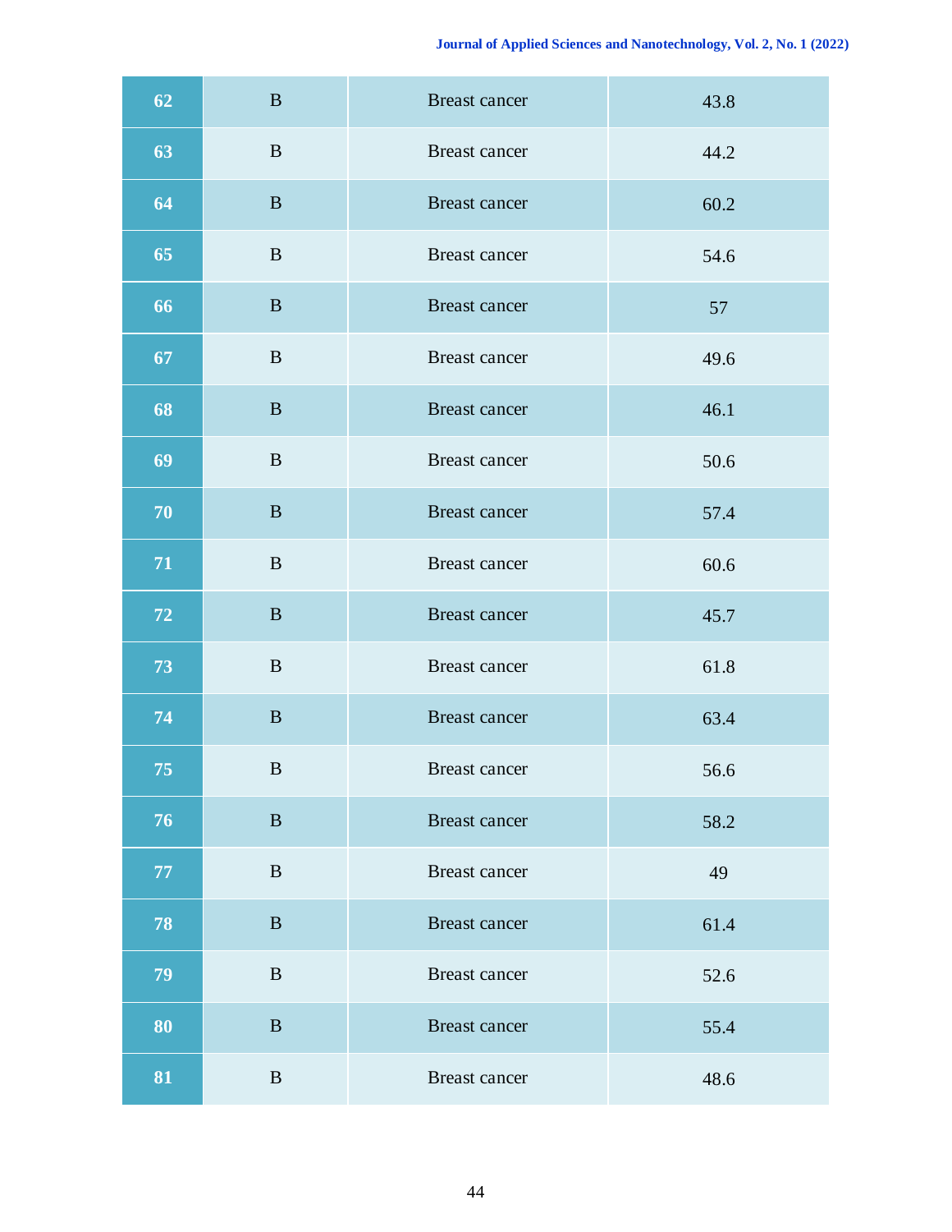| 62 | B | Breast cancer | 43.8 |
|---|---|---|---|
| 63 | B | Breast cancer | 44.2 |
| 64 | B | Breast cancer | 60.2 |
| 65 | B | Breast cancer | 54.6 |
| 66 | B | Breast cancer | 57 |
| 67 | B | Breast cancer | 49.6 |
| 68 | B | Breast cancer | 46.1 |
| 69 | B | Breast cancer | 50.6 |
| 70 | B | Breast cancer | 57.4 |
| 71 | B | Breast cancer | 60.6 |
| 72 | B | Breast cancer | 45.7 |
| 73 | B | Breast cancer | 61.8 |
| 74 | B | Breast cancer | 63.4 |
| 75 | B | Breast cancer | 56.6 |
| 76 | B | Breast cancer | 58.2 |
| 77 | B | Breast cancer | 49 |
| 78 | B | Breast cancer | 61.4 |
| 79 | B | Breast cancer | 52.6 |
| 80 | B | Breast cancer | 55.4 |
| 81 | B | Breast cancer | 48.6 |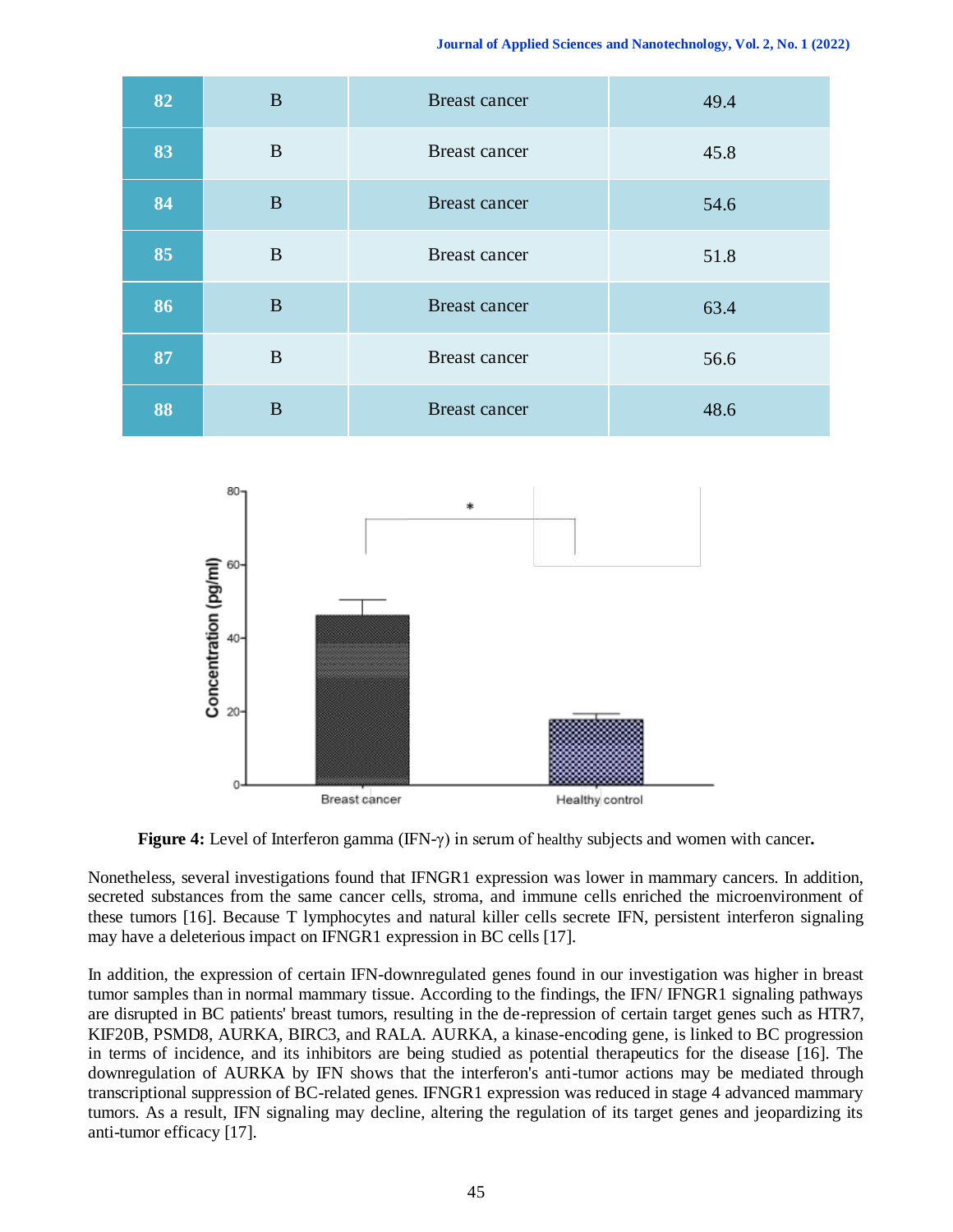| 82 | B | Breast cancer | 49.4 |
|---|---|---|---|
| 83 | B | Breast cancer | 45.8 |
| 84 | B | Breast cancer | 54.6 |
| 85 | B | Breast cancer | 51.8 |
| 86 | B | Breast cancer | 63.4 |
| 87 | B | Breast cancer | 56.6 |
| 88 | B | Breast cancer | 48.6 |

**Figure 4:** Level of Interferon gamma (IFN-γ) in serum of healthy subjects and women with cancer**.**

Nonetheless, several investigations found that IFNGR1 expression was lower in mammary cancers. In addition, secreted substances from the same cancer cells, stroma, and immune cells enriched the microenvironment of these tumors [16]. Because T lymphocytes and natural killer cells secrete IFN, persistent interferon signaling may have a deleterious impact on IFNGR1 expression in BC cells [17].

In addition, the expression of certain IFN-downregulated genes found in our investigation was higher in breast tumor samples than in normal mammary tissue. According to the findings, the IFN/ IFNGR1 signaling pathways are disrupted in BC patients' breast tumors, resulting in the de-repression of certain target genes such as HTR7, KIF20B, PSMD8, AURKA, BIRC3, and RALA. AURKA, a kinase-encoding gene, is linked to BC progression in terms of incidence, and its inhibitors are being studied as potential therapeutics for the disease [16]. The downregulation of AURKA by IFN shows that the interferon's anti-tumor actions may be mediated through transcriptional suppression of BC-related genes. IFNGR1 expression was reduced in stage 4 advanced mammary tumors. As a result, IFN signaling may decline, altering the regulation of its target genes and jeopardizing its anti-tumor efficacy [17].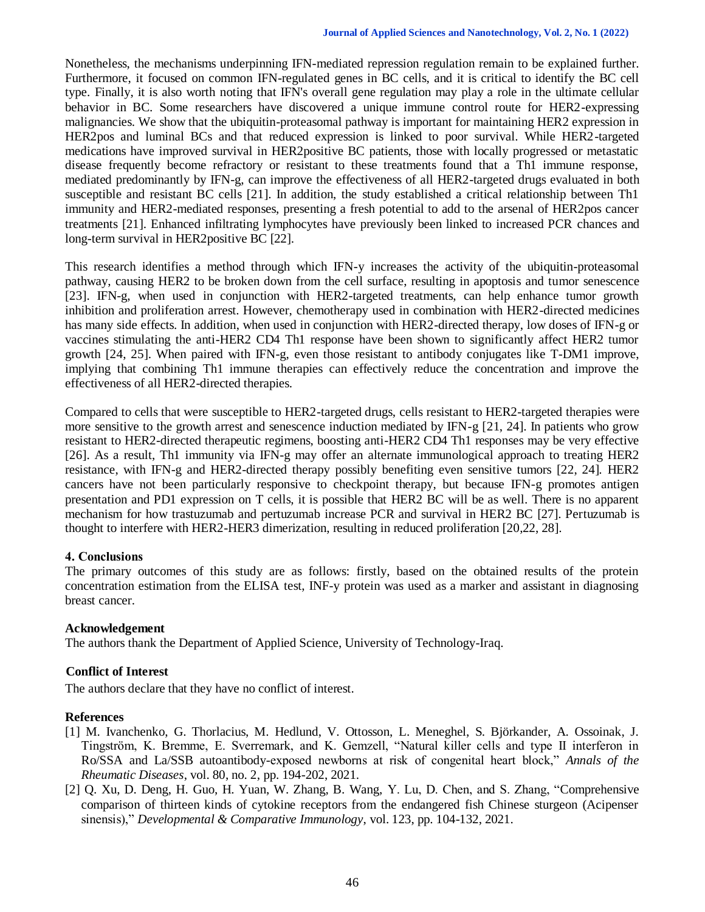Nonetheless, the mechanisms underpinning IFN-mediated repression regulation remain to be explained further. Furthermore, it focused on common IFN-regulated genes in BC cells, and it is critical to identify the BC cell type. Finally, it is also worth noting that IFN's overall gene regulation may play a role in the ultimate cellular behavior in BC. Some researchers have discovered a unique immune control route for HER2-expressing malignancies. We show that the ubiquitin-proteasomal pathway is important for maintaining HER2 expression in HER2pos and luminal BCs and that reduced expression is linked to poor survival. While HER2-targeted medications have improved survival in HER2positive BC patients, those with locally progressed or metastatic disease frequently become refractory or resistant to these treatments found that a Th1 immune response, mediated predominantly by IFN-g, can improve the effectiveness of all HER2-targeted drugs evaluated in both susceptible and resistant BC cells [21]. In addition, the study established a critical relationship between Th1 immunity and HER2-mediated responses, presenting a fresh potential to add to the arsenal of HER2pos cancer treatments [21]. Enhanced infiltrating lymphocytes have previously been linked to increased PCR chances and long-term survival in HER2positive BC [22].

This research identifies a method through which IFN-y increases the activity of the ubiquitin-proteasomal pathway, causing HER2 to be broken down from the cell surface, resulting in apoptosis and tumor senescence [23]. IFN-g, when used in conjunction with HER2-targeted treatments, can help enhance tumor growth inhibition and proliferation arrest. However, chemotherapy used in combination with HER2-directed medicines has many side effects. In addition, when used in conjunction with HER2-directed therapy, low doses of IFN-g or vaccines stimulating the anti-HER2 CD4 Th1 response have been shown to significantly affect HER2 tumor growth [24, 25]. When paired with IFN-g, even those resistant to antibody conjugates like T-DM1 improve, implying that combining Th1 immune therapies can effectively reduce the concentration and improve the effectiveness of all HER2-directed therapies.

Compared to cells that were susceptible to HER2-targeted drugs, cells resistant to HER2-targeted therapies were more sensitive to the growth arrest and senescence induction mediated by IFN-g [21, 24]. In patients who grow resistant to HER2-directed therapeutic regimens, boosting anti-HER2 CD4 Th1 responses may be very effective [26]. As a result, Th1 immunity via IFN-g may offer an alternate immunological approach to treating HER2 resistance, with IFN-g and HER2-directed therapy possibly benefiting even sensitive tumors [22, 24]. HER2 cancers have not been particularly responsive to checkpoint therapy, but because IFN-g promotes antigen presentation and PD1 expression on T cells, it is possible that HER2 BC will be as well. There is no apparent mechanism for how trastuzumab and pertuzumab increase PCR and survival in HER2 BC [27]. Pertuzumab is thought to interfere with HER2-HER3 dimerization, resulting in reduced proliferation [20,22, 28].

## 4. Conclusions

The primary outcomes of this study are as follows: firstly, based on the obtained results of the protein concentration estimation from the ELISA test, INF-y protein was used as a marker and assistant in diagnosing breast cancer.

## Acknowledgement

The authors thank the Department of Applied Science, University of Technology-Iraq.

## Conflict of Interest

The authors declare that they have no conflict of interest.

## References

[1] M. Ivanchenko, G. Thorlacius, M. Hedlund, V. Ottosson, L. Meneghel, S. Björkander, A. Ossoinak, J. Tingström, K. Bremme, E. Sverremark, and K. Gemzell, "Natural killer cells and type II interferon in Ro/SSA and La/SSB autoantibody-exposed newborns at risk of congenital heart block," *Annals of the Rheumatic Diseases*, vol. 80, no. 2, pp. 194-202, 2021.

[2] Q. Xu, D. Deng, H. Guo, H. Yuan, W. Zhang, B. Wang, Y. Lu, D. Chen, and S. Zhang, "Comprehensive comparison of thirteen kinds of cytokine receptors from the endangered fish Chinese sturgeon (Acipenser sinensis)," *Developmental & Comparative Immunology*, vol. 123, pp. 104-132, 2021.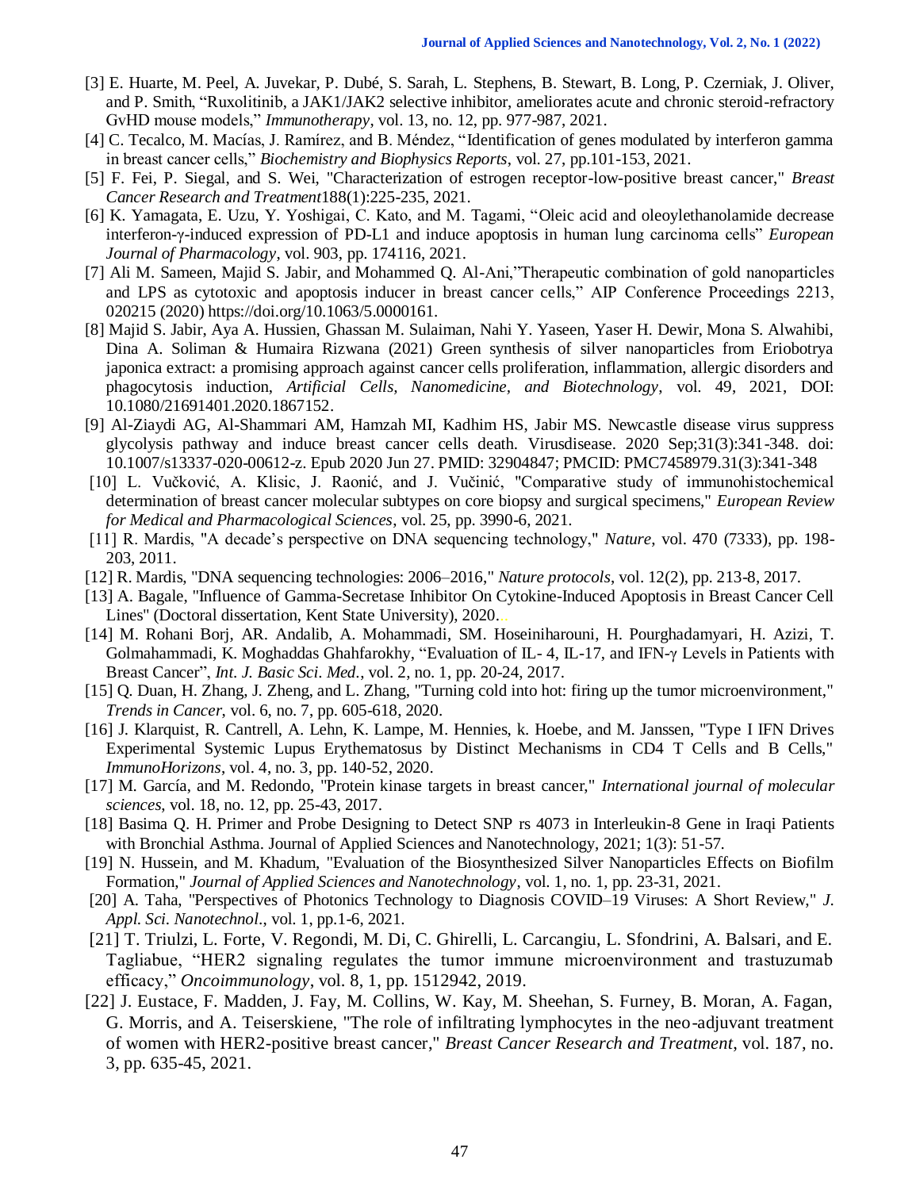[3] E. Huarte, M. Peel, A. Juvekar, P. Dubé, S. Sarah, L. Stephens, B. Stewart, B. Long, P. Czerniak, J. Oliver, and P. Smith, “Ruxolitinib, a JAK1/JAK2 selective inhibitor, ameliorates acute and chronic steroid-refractory GvHD mouse models,” *Immunotherapy*, vol. 13, no. 12, pp. 977-987, 2021.

[4] C. Tecalco, M. Macías, J. Ramírez, and B. Méndez, “Identification of genes modulated by interferon gamma in breast cancer cells,” *Biochemistry and Biophysics Reports*, vol. 27, pp.101-153, 2021.

[5] F. Fei, P. Siegal, and S. Wei, "Characterization of estrogen receptor-low-positive breast cancer," *Breast Cancer Research and Treatment*188(1):225-235, 2021.

[6] K. Yamagata, E. Uzu, Y. Yoshigai, C. Kato, and M. Tagami, “Oleic acid and oleoylethanolamide decrease interferon-γ-induced expression of PD-L1 and induce apoptosis in human lung carcinoma cells” *European Journal of Pharmacology*, vol. 903, pp. 174116, 2021.

[7] Ali M. Sameen, Majid S. Jabir, and Mohammed Q. Al-Ani,”Therapeutic combination of gold nanoparticles and LPS as cytotoxic and apoptosis inducer in breast cancer cells,” AIP Conference Proceedings 2213, 020215 (2020) https://doi.org/10.1063/5.0000161.

[8] Majid S. Jabir, Aya A. Hussien, Ghassan M. Sulaiman, Nahi Y. Yaseen, Yaser H. Dewir, Mona S. Alwahibi, Dina A. Soliman & Humaira Rizwana (2021) Green synthesis of silver nanoparticles from Eriobotrya japonica extract: a promising approach against cancer cells proliferation, inflammation, allergic disorders and phagocytosis induction, *Artificial Cells, Nanomedicine, and Biotechnology*, vol. 49, 2021, DOI: 10.1080/21691401.2020.1867152.

[9] Al-Ziaydi AG, Al-Shammari AM, Hamzah MI, Kadhim HS, Jabir MS. Newcastle disease virus suppress glycolysis pathway and induce breast cancer cells death. Virusdisease. 2020 Sep;31(3):341-348. doi: 10.1007/s13337-020-00612-z. Epub 2020 Jun 27. PMID: 32904847; PMCID: PMC7458979.31(3):341-348

[10] L. Vučković, A. Klisic, J. Raonić, and J. Vučinić, "Comparative study of immunohistochemical determination of breast cancer molecular subtypes on core biopsy and surgical specimens," *European Review for Medical and Pharmacological Sciences*, vol. 25, pp. 3990-6, 2021.

[11] R. Mardis, "A decade’s perspective on DNA sequencing technology," *Nature*, vol. 470 (7333), pp. 198-203, 2011.

[12] R. Mardis, "DNA sequencing technologies: 2006–2016," *Nature protocols*, vol. 12(2), pp. 213-8, 2017.

[13] A. Bagale, "Influence of Gamma-Secretase Inhibitor On Cytokine-Induced Apoptosis in Breast Cancer Cell Lines" (Doctoral dissertation, Kent State University), 2020...

[14] M. Rohani Borj, AR. Andalib, A. Mohammadi, SM. Hoseiniharouni, H. Pourghadamyari, H. Azizi, T. Golmahammadi, K. Moghaddas Ghahfarokhy, “Evaluation of IL- 4, IL-17, and IFN-γ Levels in Patients with Breast Cancer”, *Int. J. Basic Sci. Med.*, vol. 2, no. 1, pp. 20-24, 2017.

[15] Q. Duan, H. Zhang, J. Zheng, and L. Zhang, "Turning cold into hot: firing up the tumor microenvironment," *Trends in Cancer*, vol. 6, no. 7, pp. 605-618, 2020.

[16] J. Klarquist, R. Cantrell, A. Lehn, K. Lampe, M. Hennies, k. Hoebe, and M. Janssen, "Type I IFN Drives Experimental Systemic Lupus Erythematosus by Distinct Mechanisms in CD4 T Cells and B Cells," *ImmunoHorizons*, vol. 4, no. 3, pp. 140-52, 2020.

[17] M. García, and M. Redondo, "Protein kinase targets in breast cancer," *International journal of molecular sciences*, vol. 18, no. 12, pp. 25-43, 2017.

[18] Basima Q. H. Primer and Probe Designing to Detect SNP rs 4073 in Interleukin-8 Gene in Iraqi Patients with Bronchial Asthma. Journal of Applied Sciences and Nanotechnology, 2021; 1(3): 51-57.

[19] N. Hussein, and M. Khadum, "Evaluation of the Biosynthesized Silver Nanoparticles Effects on Biofilm Formation," *Journal of Applied Sciences and Nanotechnology*, vol. 1, no. 1, pp. 23-31, 2021.

[20] A. Taha, "Perspectives of Photonics Technology to Diagnosis COVID–19 Viruses: A Short Review," *J. Appl. Sci. Nanotechnol.*, vol. 1, pp.1-6, 2021.

[21] T. Triulzi, L. Forte, V. Regondi, M. Di, C. Ghirelli, L. Carcangiu, L. Sfondrini, A. Balsari, and E. Tagliabue, “HER2 signaling regulates the tumor immune microenvironment and trastuzumab efficacy,” *Oncoimmunology*, vol. 8, 1, pp. 1512942, 2019.

[22] J. Eustace, F. Madden, J. Fay, M. Collins, W. Kay, M. Sheehan, S. Furney, B. Moran, A. Fagan, G. Morris, and A. Teiserskiene, "The role of infiltrating lymphocytes in the neo-adjuvant treatment of women with HER2-positive breast cancer," *Breast Cancer Research and Treatment*, vol. 187, no. 3, pp. 635-45, 2021.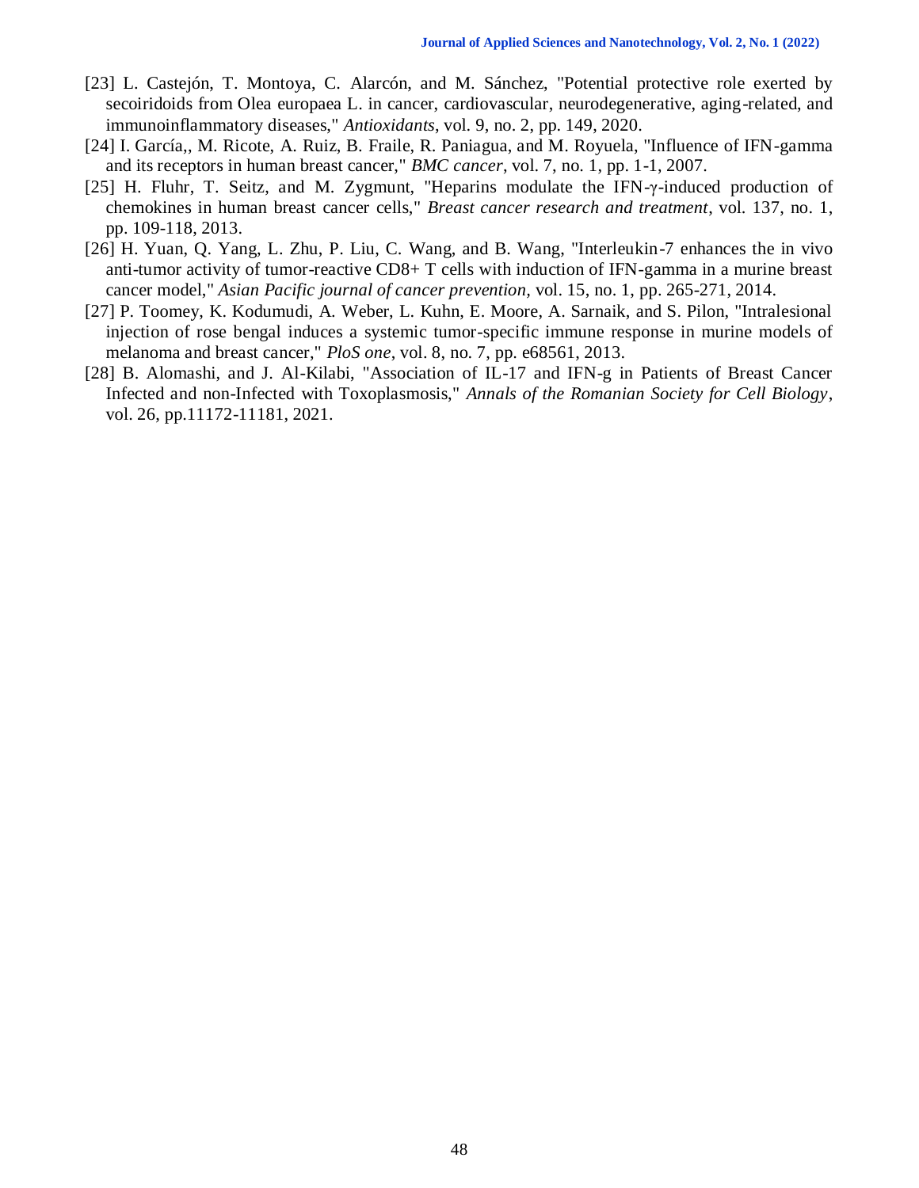[23] L. Castejón, T. Montoya, C. Alarcón, and M. Sánchez, "Potential protective role exerted by secoiridoids from Olea europaea L. in cancer, cardiovascular, neurodegenerative, aging-related, and immunoinflammatory diseases," *Antioxidants*, vol. 9, no. 2, pp. 149, 2020.

[24] I. García,, M. Ricote, A. Ruiz, B. Fraile, R. Paniagua, and M. Royuela, "Influence of IFN-gamma and its receptors in human breast cancer," *BMC cancer*, vol. 7, no. 1, pp. 1-1, 2007.

[25] H. Fluhr, T. Seitz, and M. Zygmunt, "Heparins modulate the IFN-γ-induced production of chemokines in human breast cancer cells," *Breast cancer research and treatment*, vol. 137, no. 1, pp. 109-118, 2013.

[26] H. Yuan, Q. Yang, L. Zhu, P. Liu, C. Wang, and B. Wang, "Interleukin-7 enhances the in vivo anti-tumor activity of tumor-reactive CD8+ T cells with induction of IFN-gamma in a murine breast cancer model," *Asian Pacific journal of cancer prevention*, vol. 15, no. 1, pp. 265-271, 2014.

[27] P. Toomey, K. Kodumudi, A. Weber, L. Kuhn, E. Moore, A. Sarnaik, and S. Pilon, "Intralesional injection of rose bengal induces a systemic tumor-specific immune response in murine models of melanoma and breast cancer," *PloS one*, vol. 8, no. 7, pp. e68561, 2013.

[28] B. Alomashi, and J. Al-Kilabi, "Association of IL-17 and IFN-g in Patients of Breast Cancer Infected and non-Infected with Toxoplasmosis," *Annals of the Romanian Society for Cell Biology*, vol. 26, pp.11172-11181, 2021.